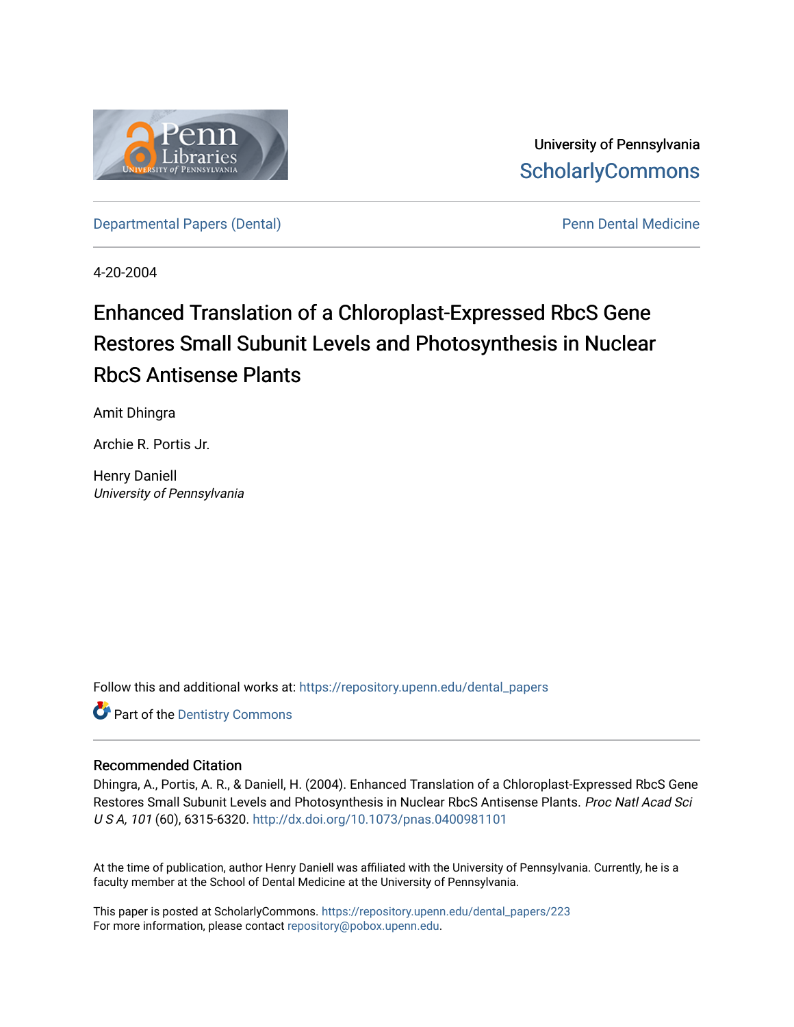University of Pennsylvania
ScholarlyCommons

Departmental Papers (Dental) | Penn Dental Medicine

4-20-2004

# Enhanced Translation of a Chloroplast-Expressed RbcS Gene Restores Small Subunit Levels and Photosynthesis in Nuclear RbcS Antisense Plants

Amit Dhingra

Archie R. Portis Jr.

Henry Daniell
*University of Pennsylvania*

Follow this and additional works at: https://repository.upenn.edu/dental_papers

Part of the Dentistry Commons

## Recommended Citation

Dhingra, A., Portis, A. R., & Daniell, H. (2004). Enhanced Translation of a Chloroplast-Expressed RbcS Gene Restores Small Subunit Levels and Photosynthesis in Nuclear RbcS Antisense Plants. *Proc Natl Acad Sci U S A, 101* (60), 6315-6320. http://dx.doi.org/10.1073/pnas.0400981101

At the time of publication, author Henry Daniell was affiliated with the University of Pennsylvania. Currently, he is a faculty member at the School of Dental Medicine at the University of Pennsylvania.

This paper is posted at ScholarlyCommons. https://repository.upenn.edu/dental_papers/223
For more information, please contact repository@pobox.upenn.edu.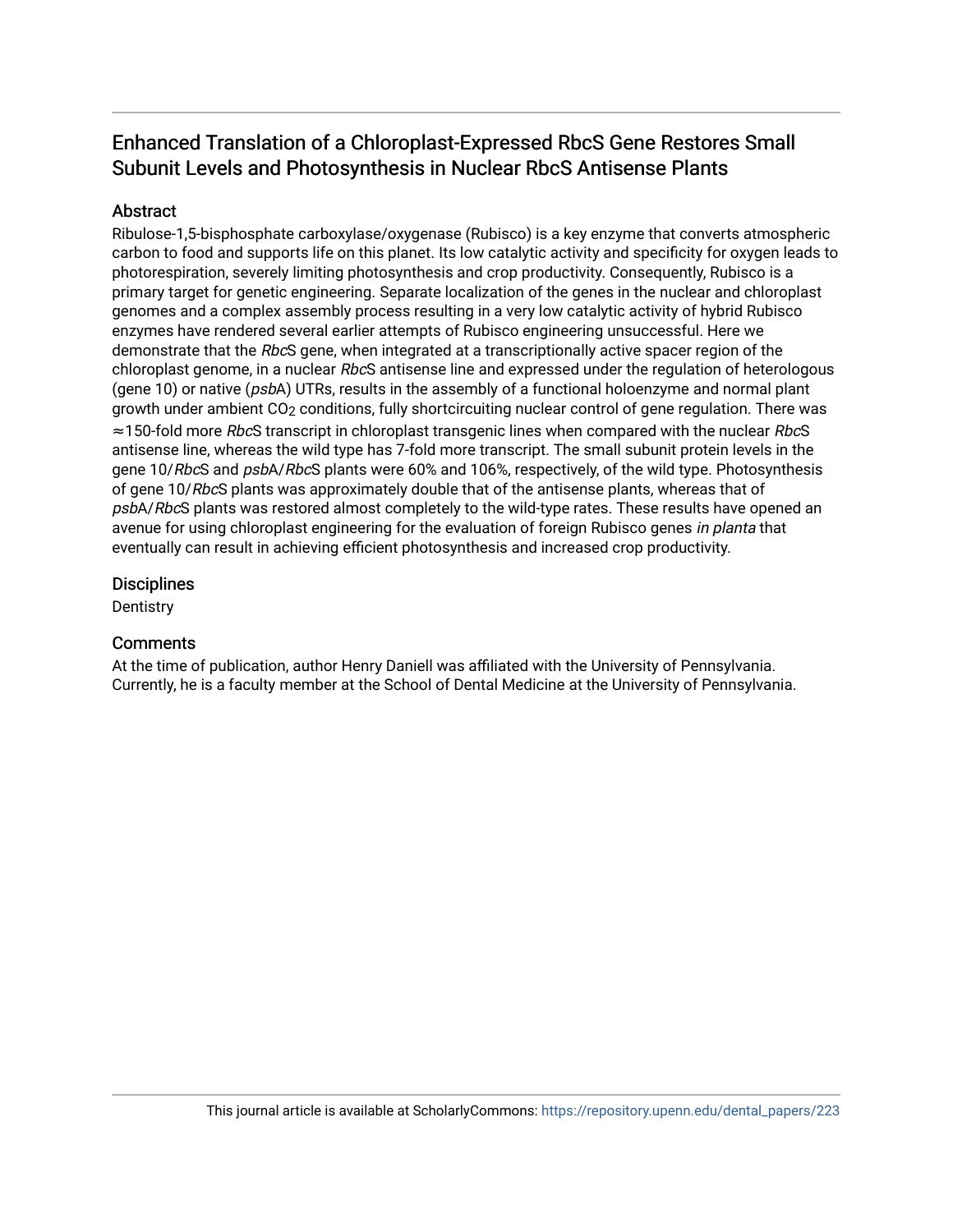# Enhanced Translation of a Chloroplast-Expressed RbcS Gene Restores Small Subunit Levels and Photosynthesis in Nuclear RbcS Antisense Plants

## Abstract

Ribulose-1,5-bisphosphate carboxylase/oxygenase (Rubisco) is a key enzyme that converts atmospheric carbon to food and supports life on this planet. Its low catalytic activity and specificity for oxygen leads to photorespiration, severely limiting photosynthesis and crop productivity. Consequently, Rubisco is a primary target for genetic engineering. Separate localization of the genes in the nuclear and chloroplast genomes and a complex assembly process resulting in a very low catalytic activity of hybrid Rubisco enzymes have rendered several earlier attempts of Rubisco engineering unsuccessful. Here we demonstrate that the *Rbc*S gene, when integrated at a transcriptionally active spacer region of the chloroplast genome, in a nuclear *Rbc*S antisense line and expressed under the regulation of heterologous (gene 10) or native (*psb*A) UTRs, results in the assembly of a functional holoenzyme and normal plant growth under ambient $CO_2$ conditions, fully shortcircuiting nuclear control of gene regulation. There was ≈150-fold more *Rbc*S transcript in chloroplast transgenic lines when compared with the nuclear *Rbc*S antisense line, whereas the wild type has 7-fold more transcript. The small subunit protein levels in the gene 10/*Rbc*S and *psb*A/*Rbc*S plants were 60% and 106%, respectively, of the wild type. Photosynthesis of gene 10/*Rbc*S plants was approximately double that of the antisense plants, whereas that of *psb*A/*Rbc*S plants was restored almost completely to the wild-type rates. These results have opened an avenue for using chloroplast engineering for the evaluation of foreign Rubisco genes *in planta* that eventually can result in achieving efficient photosynthesis and increased crop productivity.

## Disciplines

Dentistry

## Comments

At the time of publication, author Henry Daniell was affiliated with the University of Pennsylvania. Currently, he is a faculty member at the School of Dental Medicine at the University of Pennsylvania.

This journal article is available at ScholarlyCommons: https://repository.upenn.edu/dental_papers/223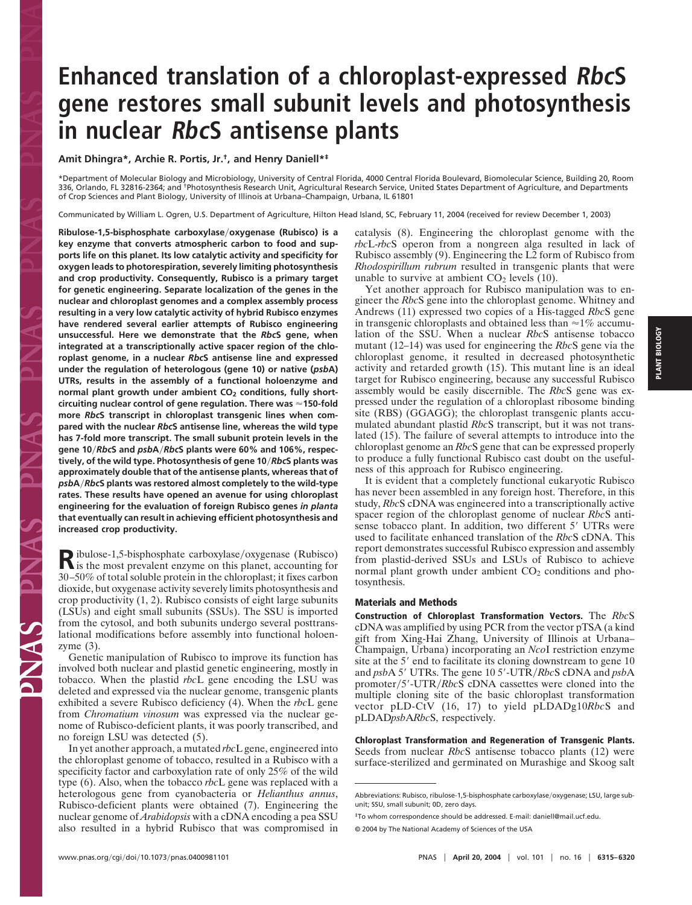# Enhanced translation of a chloroplast-expressed *RbcS* gene restores small subunit levels and photosynthesis in nuclear *RbcS* antisense plants

**Amit Dhingra\*, Archie R. Portis, Jr.†, and Henry Daniell\*‡**

\*Department of Molecular Biology and Microbiology, University of Central Florida, 4000 Central Florida Boulevard, Biomolecular Science, Building 20, Room 336, Orlando, FL 32816-2364; and †Photosynthesis Research Unit, Agricultural Research Service, United States Department of Agriculture, and Departments of Crop Sciences and Plant Biology, University of Illinois at Urbana–Champaign, Urbana, IL 61801

Communicated by William L. Ogren, U.S. Department of Agriculture, Hilton Head Island, SC, February 11, 2004 (received for review December 1, 2003)

**Ribulose-1,5-bisphosphate carboxylase/oxygenase (Rubisco) is a key enzyme that converts atmospheric carbon to food and supports life on this planet. Its low catalytic activity and specificity for oxygen leads to photorespiration, severely limiting photosynthesis and crop productivity. Consequently, Rubisco is a primary target for genetic engineering. Separate localization of the genes in the nuclear and chloroplast genomes and a complex assembly process resulting in a very low catalytic activity of hybrid Rubisco enzymes have rendered several earlier attempts of Rubisco engineering unsuccessful. Here we demonstrate that the *RbcS* gene, when integrated at a transcriptionally active spacer region of the chloroplast genome, in a nuclear *RbcS* antisense line and expressed under the regulation of heterologous (gene 10) or native (*psbA*) UTRs, results in the assembly of a functional holoenzyme and normal plant growth under ambient $CO_2$ conditions, fully short-circuiting nuclear control of gene regulation. There was ≈150-fold more *RbcS* transcript in chloroplast transgenic lines when compared with the nuclear *RbcS* antisense line, whereas the wild type has 7-fold more transcript. The small subunit protein levels in the gene 10/*RbcS* and *psbA*/*RbcS* plants were 60% and 106%, respectively, of the wild type. Photosynthesis of gene 10/*RbcS* plants was approximately double that of the antisense plants, whereas that of *psbA*/*RbcS* plants was restored almost completely to the wild-type rates. These results have opened an avenue for using chloroplast engineering for the evaluation of foreign Rubisco genes *in planta* that eventually can result in achieving efficient photosynthesis and increased crop productivity.**

**R**ibulose-1,5-bisphosphate carboxylase/oxygenase (Rubisco) is the most prevalent enzyme on this planet, accounting for 30–50% of total soluble protein in the chloroplast; it fixes carbon dioxide, but oxygenase activity severely limits photosynthesis and crop productivity (1, 2). Rubisco consists of eight large subunits (LSUs) and eight small subunits (SSUs). The SSU is imported from the cytosol, and both subunits undergo several posttranslational modifications before assembly into functional holoenzyme (3).

Genetic manipulation of Rubisco to improve its function has involved both nuclear and plastid genetic engineering, mostly in tobacco. When the plastid *rbcL* gene encoding the LSU was deleted and expressed via the nuclear genome, transgenic plants exhibited a severe Rubisco deficiency (4). When the *rbcL* gene from *Chromatium vinosum* was expressed via the nuclear genome of Rubisco-deficient plants, it was poorly transcribed, and no foreign LSU was detected (5).

In yet another approach, a mutated *rbcL* gene, engineered into the chloroplast genome of tobacco, resulted in a Rubisco with a specificity factor and carboxylation rate of only 25% of the wild type (6). Also, when the tobacco *rbcL* gene was replaced with a heterologous gene from cyanobacteria or *Helianthus annus*, Rubisco-deficient plants were obtained (7). Engineering the nuclear genome of *Arabidopsis* with a cDNA encoding a pea SSU also resulted in a hybrid Rubisco that was compromised in catalysis (8). Engineering the chloroplast genome with the *rbcL*-*rbcS* operon from a nongreen alga resulted in lack of Rubisco assembly (9). Engineering the L2 form of Rubisco from *Rhodospirillum rubrum* resulted in transgenic plants that were unable to survive at ambient $CO_2$ levels (10).

Yet another approach for Rubisco manipulation was to engineer the *RbcS* gene into the chloroplast genome. Whitney and Andrews (11) expressed two copies of a His-tagged *RbcS* gene in transgenic chloroplasts and obtained less than ≈1% accumulation of the SSU. When a nuclear *RbcS* antisense tobacco mutant (12–14) was used for engineering the *RbcS* gene via the chloroplast genome, it resulted in decreased photosynthetic activity and retarded growth (15). This mutant line is an ideal target for Rubisco engineering, because any successful Rubisco assembly would be easily discernible. The *RbcS* gene was expressed under the regulation of a chloroplast ribosome binding site (RBS) (GGAGG); the chloroplast transgenic plants accumulated abundant plastid *RbcS* transcript, but it was not translated (15). The failure of several attempts to introduce into the chloroplast genome an *RbcS* gene that can be expressed properly to produce a fully functional Rubisco cast doubt on the usefulness of this approach for Rubisco engineering.

It is evident that a completely functional eukaryotic Rubisco has never been assembled in any foreign host. Therefore, in this study, *RbcS* cDNA was engineered into a transcriptionally active spacer region of the chloroplast genome of nuclear *RbcS* antisense tobacco plant. In addition, two different 5′ UTRs were used to facilitate enhanced translation of the *RbcS* cDNA. This report demonstrates successful Rubisco expression and assembly from plastid-derived SSUs and LSUs of Rubisco to achieve normal plant growth under ambient $CO_2$ conditions and photosynthesis.

## Materials and Methods

**Construction of Chloroplast Transformation Vectors.** The *RbcS* cDNA was amplified by using PCR from the vector pTSA (a kind gift from Xing-Hai Zhang, University of Illinois at Urbana–Champaign, Urbana) incorporating an *NcoI* restriction enzyme site at the 5′ end to facilitate its cloning downstream to gene 10 and *psbA* 5′ UTRs. The gene 10 5′-UTR/*RbcS* cDNA and *psbA* promoter/5′-UTR/*RbcS* cDNA cassettes were cloned into the multiple cloning site of the basic chloroplast transformation vector pLD-CtV (16, 17) to yield pLDADg10*RbcS* and pLDAD*psbARbcS*, respectively.

**Chloroplast Transformation and Regeneration of Transgenic Plants.** Seeds from nuclear *RbcS* antisense tobacco plants (12) were surface-sterilized and germinated on Murashige and Skoog salt

Abbreviations: Rubisco, ribulose-1,5-bisphosphate carboxylase/oxygenase; LSU, large subunit; SSU, small subunit; 0D, zero days.

‡To whom correspondence should be addressed. E-mail: daniell@mail.ucf.edu.

© 2004 by The National Academy of Sciences of the USA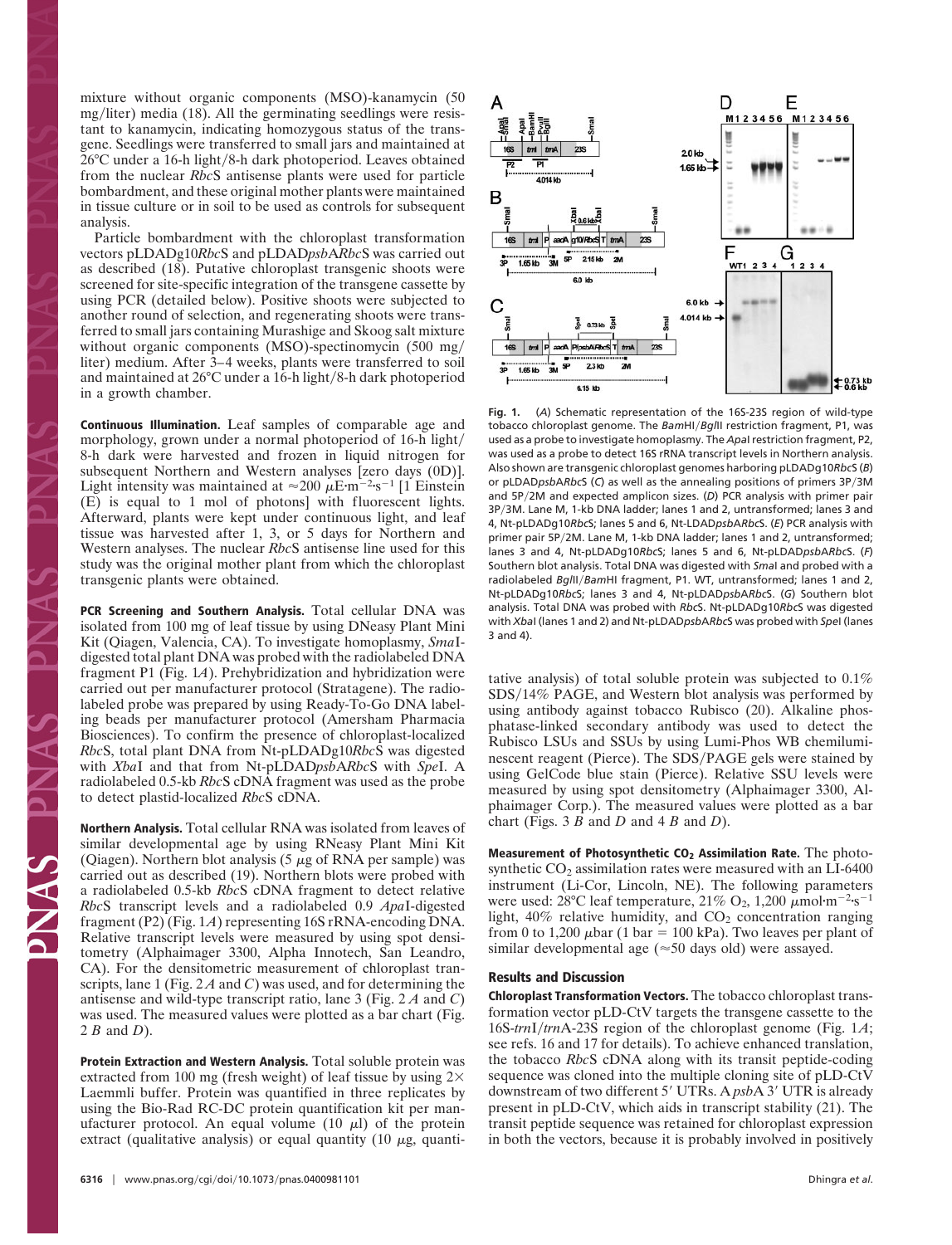mixture without organic components (MSO)-kanamycin (50 mg/liter) media (18). All the germinating seedlings were resistant to kanamycin, indicating homozygous status of the transgene. Seedlings were transferred to small jars and maintained at 26°C under a 16-h light/8-h dark photoperiod. Leaves obtained from the nuclear *Rbc*S antisense plants were used for particle bombardment, and these original mother plants were maintained in tissue culture or in soil to be used as controls for subsequent analysis.

Particle bombardment with the chloroplast transformation vectors pLDAg10*Rbc*S and pLDAD*psb*A*Rbc*S was carried out as described (18). Putative chloroplast transgenic shoots were screened for site-specific integration of the transgene cassette by using PCR (detailed below). Positive shoots were subjected to another round of selection, and regenerating shoots were transferred to small jars containing Murashige and Skoog salt mixture without organic components (MSO)-spectinomycin (500 mg/liter) medium. After 3–4 weeks, plants were transferred to soil and maintained at 26°C under a 16-h light/8-h dark photoperiod in a growth chamber.

**Continuous Illumination.** Leaf samples of comparable age and morphology, grown under a normal photoperiod of 16-h light/8-h dark were harvested and frozen in liquid nitrogen for subsequent Northern and Western analyses [zero days (0D)]. Light intensity was maintained at $\approx$200 $\mu E \cdot m^{-2} \cdot s^{-1}$ [1 Einstein (E) is equal to 1 mol of photons] with fluorescent lights. Afterward, plants were kept under continuous light, and leaf tissue was harvested after 1, 3, or 5 days for Northern and Western analyses. The nuclear *Rbc*S antisense line used for this study was the original mother plant from which the chloroplast transgenic plants were obtained.

**PCR Screening and Southern Analysis.** Total cellular DNA was isolated from 100 mg of leaf tissue by using DNeasy Plant Mini Kit (Qiagen, Valencia, CA). To investigate homoplasmy, *Sma*I-digested total plant DNA was probed with the radiolabeled DNA fragment P1 (Fig. 1*A*). Prehybridization and hybridization were carried out per manufacturer protocol (Stratagene). The radiolabeled probe was prepared by using Ready-To-Go DNA labeling beads per manufacturer protocol (Amersham Pharmacia Biosciences). To confirm the presence of chloroplast-localized *Rbc*S, total plant DNA from Nt-pLDAg10*Rbc*S was digested with *Xba*I and that from Nt-pLDAD*psb*A*Rbc*S with *Spe*I. A radiolabeled 0.5-kb *Rbc*S cDNA fragment was used as the probe to detect plastid-localized *Rbc*S cDNA.

**Northern Analysis.** Total cellular RNA was isolated from leaves of similar developmental age by using RNeasy Plant Mini Kit (Qiagen). Northern blot analysis (5 $\mu$g of RNA per sample) was carried out as described (19). Northern blots were probed with a radiolabeled 0.5-kb *Rbc*S cDNA fragment to detect relative *Rbc*S transcript levels and a radiolabeled 0.9 *Apa*I-digested fragment (P2) (Fig. 1*A*) representing 16S rRNA-encoding DNA. Relative transcript levels were measured by using spot densitometry (Alphaimager 3300, Alpha Innotech, San Leandro, CA). For the densitometric measurement of chloroplast transcripts, lane 1 (Fig. 2 *A* and *C*) was used, and for determining the antisense and wild-type transcript ratio, lane 3 (Fig. 2 *A* and *C*) was used. The measured values were plotted as a bar chart (Fig. 2 *B* and *D*).

**Protein Extraction and Western Analysis.** Total soluble protein was extracted from 100 mg (fresh weight) of leaf tissue by using 2× Laemmli buffer. Protein was quantified in three replicates by using the Bio-Rad RC-DC protein quantification kit per manufacturer protocol. An equal volume (10 $\mu$l) of the protein extract (qualitative analysis) or equal quantity (10 $\mu$g, quantitative analysis) of total soluble protein was subjected to 0.1% SDS/14% PAGE, and Western blot analysis was performed by using antibody against tobacco Rubisco (20). Alkaline phosphatase-linked secondary antibody was used to detect the Rubisco LSUs and SSUs by using Lumi-Phos WB chemiluminescent reagent (Pierce). The SDS/PAGE gels were stained by using GelCode blue stain (Pierce). Relative SSU levels were measured by using spot densitometry (Alphaimager 3300, Alphaimager Corp.). The measured values were plotted as a bar chart (Figs. 3 *B* and *D* and 4 *B* and *D*).

**Fig. 1.** (*A*) Schematic representation of the 16S-23S region of wild-type tobacco chloroplast genome. The *Bam*HI/*Bgl*II restriction fragment, P1, was used as a probe to investigate homoplasmy. The *Apa*I restriction fragment, P2, was used as a probe to detect 16S rRNA transcript levels in Northern analysis. Also shown are transgenic chloroplast genomes harboring pLDAg10*Rbc*S (*B*) or pLDAD*psb*A*Rbc*S (*C*) as well as the annealing positions of primers 3P/3M and 5P/2M and expected amplicon sizes. (*D*) PCR analysis with primer pair 3P/3M. Lane M, 1-kb DNA ladder; lanes 1 and 2, untransformed; lanes 3 and 4, Nt-pLDAg10*Rbc*S; lanes 5 and 6, Nt-LDAD*psb*A*Rbc*S. (*E*) PCR analysis with primer pair 5P/2M. Lane M, 1-kb DNA ladder; lanes 1 and 2, untransformed; lanes 3 and 4, Nt-pLDAg10*Rbc*S; lanes 5 and 6, Nt-pLDAD*psb*A*Rbc*S. (*F*) Southern blot analysis. Total DNA was digested with *Sma*I and probed with a radiolabeled *Bgl*II/*Bam*HI fragment, P1. WT, untransformed; lanes 1 and 2, Nt-pLDAg10*Rbc*S; lanes 3 and 4, Nt-pLDAD*psb*A*Rbc*S. (*G*) Southern blot analysis. Total DNA was probed with *Rbc*S. Nt-pLDAg10*Rbc*S was digested with *Xba*I (lanes 1 and 2) and Nt-pLDAD*psb*A*Rbc*S was probed with *Spe*I (lanes 3 and 4).

**Measurement of Photosynthetic $CO_2$ Assimilation Rate.** The photosynthetic $CO_2$ assimilation rates were measured with an LI-6400 instrument (Li-Cor, Lincoln, NE). The following parameters were used: 28°C leaf temperature, 21% $O_2$, 1,200 $\mu mol \cdot m^{-2} \cdot s^{-1}$ light, 40% relative humidity, and $CO_2$ concentration ranging from 0 to 1,200 $\mu$bar (1 bar = 100 kPa). Two leaves per plant of similar developmental age ($\approx$50 days old) were assayed.

## Results and Discussion

**Chloroplast Transformation Vectors.** The tobacco chloroplast transformation vector pLD-CtV targets the transgene cassette to the 16S-*trn*I/*trn*A-23S region of the chloroplast genome (Fig. 1*A*; see refs. 16 and 17 for details). To achieve enhanced translation, the tobacco *Rbc*S cDNA along with its transit peptide-coding sequence was cloned into the multiple cloning site of pLD-CtV downstream of two different 5′ UTRs. A *psb*A 3′ UTR is already present in pLD-CtV, which aids in transcript stability (21). The transit peptide sequence was retained for chloroplast expression in both the vectors, because it is probably involved in positively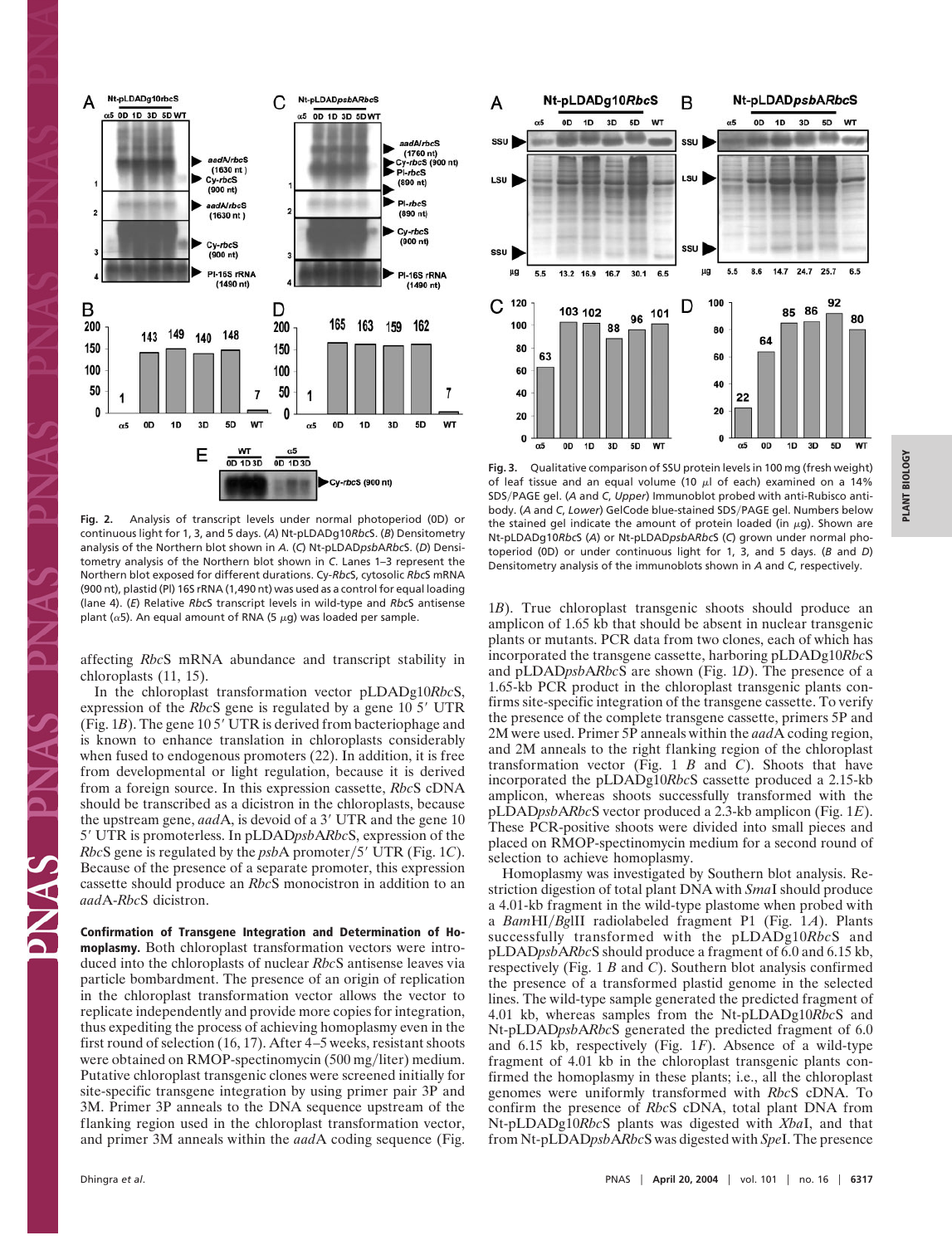**Fig. 2.** Analysis of transcript levels under normal photoperiod (0D) or continuous light for 1, 3, and 5 days. (*A*) Nt-pLDADg10*Rbc*S. (*B*) Densitometry analysis of the Northern blot shown in *A*. (*C*) Nt-pLDAD*psbARbc*S. (*D*) Densitometry analysis of the Northern blot shown in *C*. Lanes 1–3 represent the Northern blot exposed for different durations. Cy-*Rbc*S, cytosolic *Rbc*S mRNA (900 nt), plastid (Pl) 16S rRNA (1,490 nt) was used as a control for equal loading (lane 4). (*E*) Relative *Rbc*S transcript levels in wild-type and *Rbc*S antisense plant (α5). An equal amount of RNA (5 μg) was loaded per sample.

affecting *Rbc*S mRNA abundance and transcript stability in chloroplasts (11, 15).

In the chloroplast transformation vector pLDADg10*Rbc*S, expression of the *Rbc*S gene is regulated by a gene 10 5′ UTR (Fig. 1*B*). The gene 10 5′ UTR is derived from bacteriophage and is known to enhance translation in chloroplasts considerably when fused to endogenous promoters (22). In addition, it is free from developmental or light regulation, because it is derived from a foreign source. In this expression cassette, *Rbc*S cDNA should be transcribed as a dicistron in the chloroplasts, because the upstream gene, *aad*A, is devoid of a 3′ UTR and the gene 10 5′ UTR is promoterless. In pLDAD*psbARbc*S, expression of the *Rbc*S gene is regulated by the *psb*A promoter/5′ UTR (Fig. 1*C*). Because of the presence of a separate promoter, this expression cassette should produce an *Rbc*S monocistron in addition to an *aad*A-*Rbc*S dicistron.

**Confirmation of Transgene Integration and Determination of Homoplasmy.** Both chloroplast transformation vectors were introduced into the chloroplasts of nuclear *Rbc*S antisense leaves via particle bombardment. The presence of an origin of replication in the chloroplast transformation vector allows the vector to replicate independently and provide more copies for integration, thus expediting the process of achieving homoplasmy even in the first round of selection (16, 17). After 4–5 weeks, resistant shoots were obtained on RMOP-spectinomycin (500 mg/liter) medium. Putative chloroplast transgenic clones were screened initially for site-specific transgene integration by using primer pair 3P and 3M. Primer 3P anneals to the DNA sequence upstream of the flanking region used in the chloroplast transformation vector, and primer 3M anneals within the *aad*A coding sequence (Fig. 1*B*). True chloroplast transgenic shoots should produce an amplicon of 1.65 kb that should be absent in nuclear transgenic plants or mutants. PCR data from two clones, each of which has incorporated the transgene cassette, harboring pLDADg10*Rbc*S and pLDAD*psbARbc*S are shown (Fig. 1*D*). The presence of a 1.65-kb PCR product in the chloroplast transgenic plants confirms site-specific integration of the transgene cassette. To verify the presence of the complete transgene cassette, primers 5P and 2M were used. Primer 5P anneals within the *aad*A coding region, and 2M anneals to the right flanking region of the chloroplast transformation vector (Fig. 1 *B* and *C*). Shoots that have incorporated the pLDADg10*Rbc*S cassette produced a 2.15-kb amplicon, whereas shoots successfully transformed with the pLDAD*psbARbc*S vector produced a 2.3-kb amplicon (Fig. 1*E*). These PCR-positive shoots were divided into small pieces and placed on RMOP-spectinomycin medium for a second round of selection to achieve homoplasmy.

Homoplasmy was investigated by Southern blot analysis. Restriction digestion of total plant DNA with *Sma*I should produce a 4.01-kb fragment in the wild-type plastome when probed with a *Bam*HI/*Bgl*II radiolabeled fragment P1 (Fig. 1*A*). Plants successfully transformed with the pLDADg10*Rbc*S and pLDAD*psbARbc*S should produce a fragment of 6.0 and 6.15 kb, respectively (Fig. 1 *B* and *C*). Southern blot analysis confirmed the presence of a transformed plastid genome in the selected lines. The wild-type sample generated the predicted fragment of 4.01 kb, whereas samples from the Nt-pLDADg10*Rbc*S and Nt-pLDAD*psbARbc*S generated the predicted fragment of 6.0 and 6.15 kb, respectively (Fig. 1*F*). Absence of a wild-type fragment of 4.01 kb in the chloroplast transgenic plants confirmed the homoplasmy in these plants; i.e., all the chloroplast genomes were uniformly transformed with *Rbc*S cDNA. To confirm the presence of *Rbc*S cDNA, total plant DNA from Nt-pLDADg10*Rbc*S plants was digested with *Xba*I, and that from Nt-pLDAD*psbARbc*S was digested with *Spe*I. The presence

**Fig. 3.** Qualitative comparison of SSU protein levels in 100 mg (fresh weight) of leaf tissue and an equal volume (10 μl of each) examined on a 14% SDS/PAGE gel. (*A* and *C*, *Upper*) Immunoblot probed with anti-Rubisco antibody. (*A* and *C*, *Lower*) GelCode blue-stained SDS/PAGE gel. Numbers below the stained gel indicate the amount of protein loaded (in μg). Shown are Nt-pLDADg10*Rbc*S (*A*) or Nt-pLDAD*psbARbc*S (*C*) grown under normal photoperiod (0D) or under continuous light for 1, 3, and 5 days. (*B* and *D*) Densitometry analysis of the immunoblots shown in *A* and *C*, respectively.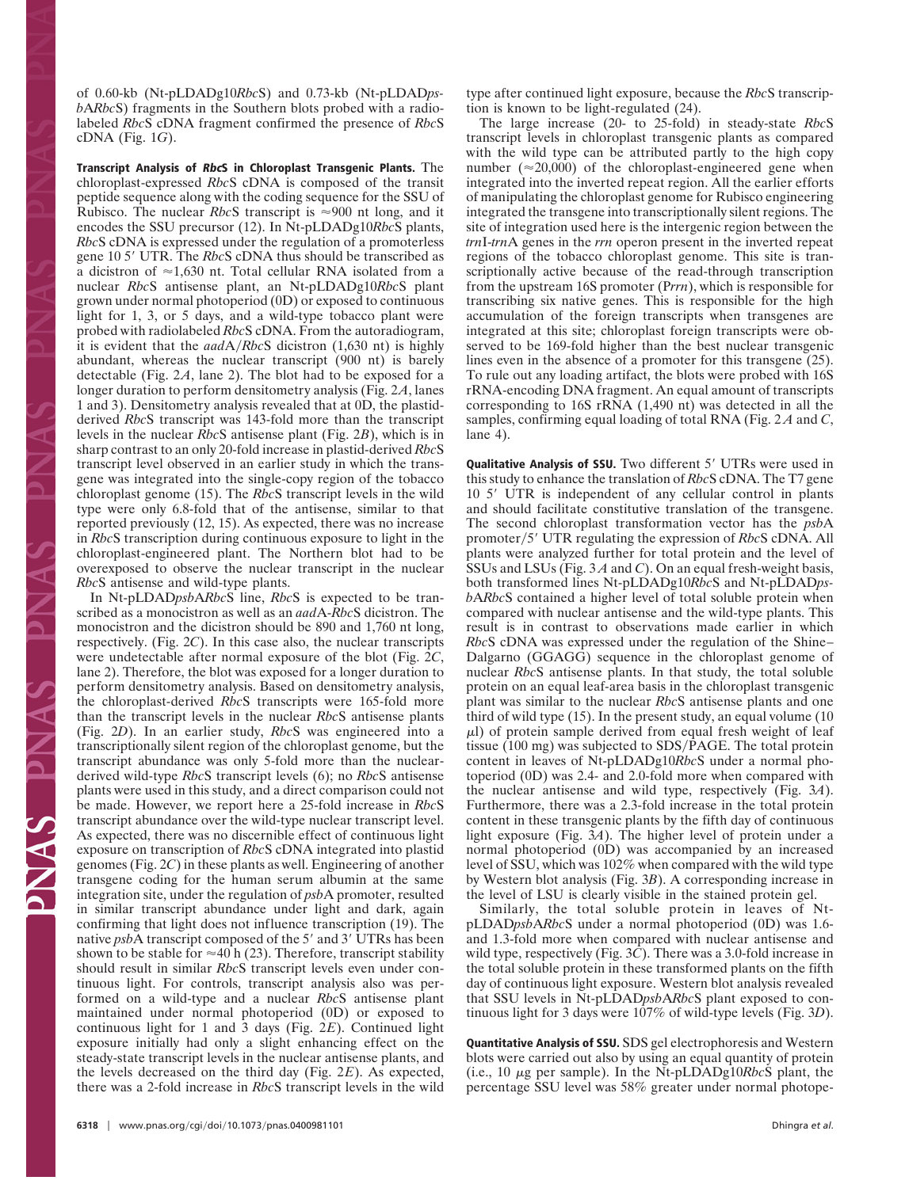of 0.60-kb (Nt-pLDADg10*Rbc*S) and 0.73-kb (Nt-pLDAD*psbARbc*S) fragments in the Southern blots probed with a radiolabeled *Rbc*S cDNA fragment confirmed the presence of *Rbc*S cDNA (Fig. 1*G*).

**Transcript Analysis of *Rbc*S in Chloroplast Transgenic Plants.** The chloroplast-expressed *Rbc*S cDNA is composed of the transit peptide sequence along with the coding sequence for the SSU of Rubisco. The nuclear *Rbc*S transcript is ≈900 nt long, and it encodes the SSU precursor (12). In Nt-pLDADg10*Rbc*S plants, *Rbc*S cDNA is expressed under the regulation of a promoterless gene 10 5′ UTR. The *Rbc*S cDNA thus should be transcribed as a dicistron of ≈1,630 nt. Total cellular RNA isolated from a nuclear *Rbc*S antisense plant, an Nt-pLDADg10*Rbc*S plant grown under normal photoperiod (0D) or exposed to continuous light for 1, 3, or 5 days, and a wild-type tobacco plant were probed with radiolabeled *Rbc*S cDNA. From the autoradiogram, it is evident that the *aad*A/*Rbc*S dicistron (1,630 nt) is highly abundant, whereas the nuclear transcript (900 nt) is barely detectable (Fig. 2*A*, lane 2). The blot had to be exposed for a longer duration to perform densitometry analysis (Fig. 2*A*, lanes 1 and 3). Densitometry analysis revealed that at 0D, the plastid-derived *Rbc*S transcript was 143-fold more than the transcript levels in the nuclear *Rbc*S antisense plant (Fig. 2*B*), which is in sharp contrast to an only 20-fold increase in plastid-derived *Rbc*S transcript level observed in an earlier study in which the transgene was integrated into the single-copy region of the tobacco chloroplast genome (15). The *Rbc*S transcript levels in the wild type were only 6.8-fold that of the antisense, similar to that reported previously (12, 15). As expected, there was no increase in *Rbc*S transcription during continuous exposure to light in the chloroplast-engineered plant. The Northern blot had to be overexposed to observe the nuclear transcript in the nuclear *Rbc*S antisense and wild-type plants.

In Nt-pLDAD*psbARbc*S line, *Rbc*S is expected to be transcribed as a monocistron as well as an *aad*A-*Rbc*S dicistron. The monocistron and the dicistron should be 890 and 1,760 nt long, respectively. (Fig. 2*C*). In this case also, the nuclear transcripts were undetectable after normal exposure of the blot (Fig. 2*C*, lane 2). Therefore, the blot was exposed for a longer duration to perform densitometry analysis. Based on densitometry analysis, the chloroplast-derived *Rbc*S transcripts were 165-fold more than the transcript levels in the nuclear *Rbc*S antisense plants (Fig. 2*D*). In an earlier study, *Rbc*S was engineered into a transcriptionally silent region of the chloroplast genome, but the transcript abundance was only 5-fold more than the nuclear-derived wild-type *Rbc*S transcript levels (6); no *Rbc*S antisense plants were used in this study, and a direct comparison could not be made. However, we report here a 25-fold increase in *Rbc*S transcript abundance over the wild-type nuclear transcript level. As expected, there was no discernible effect of continuous light exposure on transcription of *Rbc*S cDNA integrated into plastid genomes (Fig. 2*C*) in these plants as well. Engineering of another transgene coding for the human serum albumin at the same integration site, under the regulation of *psb*A promoter, resulted in similar transcript abundance under light and dark, again confirming that light does not influence transcription (19). The native *psb*A transcript composed of the 5′ and 3′ UTRs has been shown to be stable for ≈40 h (23). Therefore, transcript stability should result in similar *Rbc*S transcript levels even under continuous light. For controls, transcript analysis also was performed on a wild-type and a nuclear *Rbc*S antisense plant maintained under normal photoperiod (0D) or exposed to continuous light for 1 and 3 days (Fig. 2*E*). Continued light exposure initially had only a slight enhancing effect on the steady-state transcript levels in the nuclear antisense plants, and the levels decreased on the third day (Fig. 2*E*). As expected, there was a 2-fold increase in *Rbc*S transcript levels in the wild type after continued light exposure, because the *Rbc*S transcription is known to be light-regulated (24).

The large increase (20- to 25-fold) in steady-state *Rbc*S transcript levels in chloroplast transgenic plants as compared with the wild type can be attributed partly to the high copy number (≈20,000) of the chloroplast-engineered gene when integrated into the inverted repeat region. All the earlier efforts of manipulating the chloroplast genome for Rubisco engineering integrated the transgene into transcriptionally silent regions. The site of integration used here is the intergenic region between the *trn*I-*trn*A genes in the *rrn* operon present in the inverted repeat regions of the tobacco chloroplast genome. This site is transcriptionally active because of the read-through transcription from the upstream 16S promoter (P*rrn*), which is responsible for transcribing six native genes. This is responsible for the high accumulation of the foreign transcripts when transgenes are integrated at this site; chloroplast foreign transcripts were observed to be 169-fold higher than the best nuclear transgenic lines even in the absence of a promoter for this transgene (25). To rule out any loading artifact, the blots were probed with 16S rRNA-encoding DNA fragment. An equal amount of transcripts corresponding to 16S rRNA (1,490 nt) was detected in all the samples, confirming equal loading of total RNA (Fig. 2 *A* and *C*, lane 4).

**Qualitative Analysis of SSU.** Two different 5′ UTRs were used in this study to enhance the translation of *Rbc*S cDNA. The T7 gene 10 5′ UTR is independent of any cellular control in plants and should facilitate constitutive translation of the transgene. The second chloroplast transformation vector has the *psb*A promoter/5′ UTR regulating the expression of *Rbc*S cDNA. All plants were analyzed further for total protein and the level of SSUs and LSUs (Fig. 3 *A* and *C*). On an equal fresh-weight basis, both transformed lines Nt-pLDADg10*Rbc*S and Nt-pLDAD*psbARbc*S contained a higher level of total soluble protein when compared with nuclear antisense and the wild-type plants. This result is in contrast to observations made earlier in which *Rbc*S cDNA was expressed under the regulation of the Shine–Dalgarno (GGAGG) sequence in the chloroplast genome of nuclear *Rbc*S antisense plants. In that study, the total soluble protein on an equal leaf-area basis in the chloroplast transgenic plant was similar to the nuclear *Rbc*S antisense plants and one third of wild type (15). In the present study, an equal volume (10 μl) of protein sample derived from equal fresh weight of leaf tissue (100 mg) was subjected to SDS/PAGE. The total protein content in leaves of Nt-pLDADg10*Rbc*S under a normal photoperiod (0D) was 2.4- and 2.0-fold more when compared with the nuclear antisense and wild type, respectively (Fig. 3*A*). Furthermore, there was a 2.3-fold increase in the total protein content in these transgenic plants by the fifth day of continuous light exposure (Fig. 3*A*). The higher level of protein under a normal photoperiod (0D) was accompanied by an increased level of SSU, which was 102% when compared with the wild type by Western blot analysis (Fig. 3*B*). A corresponding increase in the level of LSU is clearly visible in the stained protein gel.

Similarly, the total soluble protein in leaves of Nt-pLDAD*psbARbc*S under a normal photoperiod (0D) was 1.6- and 1.3-fold more when compared with nuclear antisense and wild type, respectively (Fig. 3*C*). There was a 3.0-fold increase in the total soluble protein in these transformed plants on the fifth day of continuous light exposure. Western blot analysis revealed that SSU levels in Nt-pLDAD*psbARbc*S plant exposed to continuous light for 3 days were 107% of wild-type levels (Fig. 3*D*).

**Quantitative Analysis of SSU.** SDS gel electrophoresis and Western blots were carried out also by using an equal quantity of protein (i.e., 10 μg per sample). In the Nt-pLDADg10*Rbc*S plant, the percentage SSU level was 58% greater under normal photope-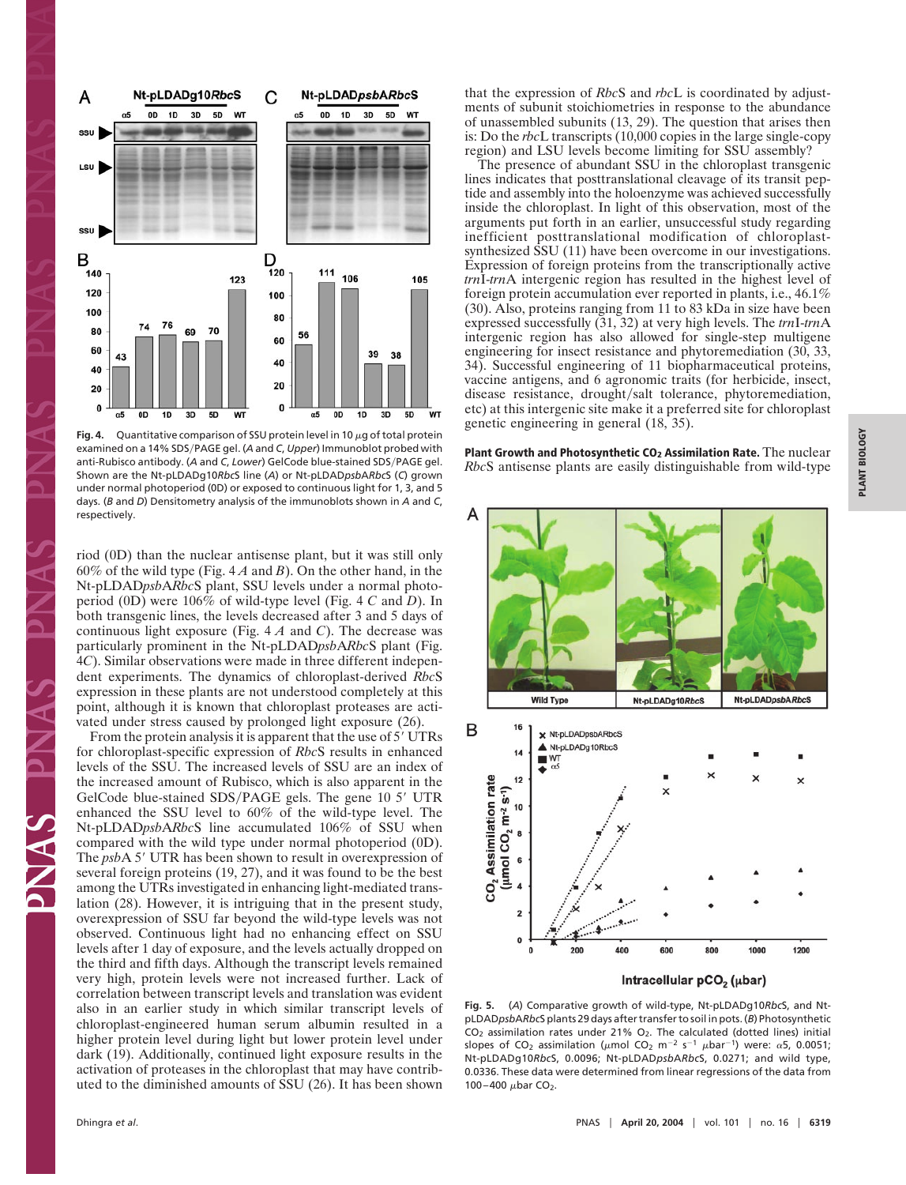Fig. 4. Quantitative comparison of SSU protein level in 10 μg of total protein examined on a 14% SDS/PAGE gel. (*A* and *C*, *Upper*) Immunoblot probed with anti-Rubisco antibody. (*A* and *C*, *Lower*) GelCode blue-stained SDS/PAGE gel. Shown are the Nt-pLDADg10*Rbc*S line (*A*) or Nt-pLDAD*psbARbc*S (*C*) grown under normal photoperiod (0D) or exposed to continuous light for 1, 3, and 5 days. (*B* and *D*) Densitometry analysis of the immunoblots shown in *A* and *C*, respectively.

riod (0D) than the nuclear antisense plant, but it was still only 60% of the wild type (Fig. 4 *A* and *B*). On the other hand, in the Nt-pLDAD*psbARbc*S plant, SSU levels under a normal photoperiod (0D) were 106% of wild-type level (Fig. 4 *C* and *D*). In both transgenic lines, the levels decreased after 3 and 5 days of continuous light exposure (Fig. 4 *A* and *C*). The decrease was particularly prominent in the Nt-pLDAD*psbARbc*S plant (Fig. 4*C*). Similar observations were made in three different independent experiments. The dynamics of chloroplast-derived *Rbc*S expression in these plants are not understood completely at this point, although it is known that chloroplast proteases are activated under stress caused by prolonged light exposure (26).

From the protein analysis it is apparent that the use of 5′ UTRs for chloroplast-specific expression of *Rbc*S results in enhanced levels of the SSU. The increased levels of SSU are an index of the increased amount of Rubisco, which is also apparent in the GelCode blue-stained SDS/PAGE gels. The gene 10 5′ UTR enhanced the SSU level to 60% of the wild-type level. The Nt-pLDAD*psbARbc*S line accumulated 106% of SSU when compared with the wild type under normal photoperiod (0D). The *psb*A 5′ UTR has been shown to result in overexpression of several foreign proteins (19, 27), and it was found to be the best among the UTRs investigated in enhancing light-mediated translation (28). However, it is intriguing that in the present study, overexpression of SSU far beyond the wild-type levels was not observed. Continuous light had no enhancing effect on SSU levels after 1 day of exposure, and the levels actually dropped on the third and fifth days. Although the transcript levels remained very high, protein levels were not increased further. Lack of correlation between transcript levels and translation was evident also in an earlier study in which similar transcript levels of chloroplast-engineered human serum albumin resulted in a higher protein level during light but lower protein level under dark (19). Additionally, continued light exposure results in the activation of proteases in the chloroplast that may have contributed to the diminished amounts of SSU (26). It has been shown that the expression of *Rbc*S and *rbc*L is coordinated by adjustments of subunit stoichiometries in response to the abundance of unassembled subunits (13, 29). The question that arises then is: Do the *rbc*L transcripts (10,000 copies in the large single-copy region) and LSU levels become limiting for SSU assembly?

The presence of abundant SSU in the chloroplast transgenic lines indicates that posttranslational cleavage of its transit peptide and assembly into the holoenzyme was achieved successfully inside the chloroplast. In light of this observation, most of the arguments put forth in an earlier, unsuccessful study regarding inefficient posttranslational modification of chloroplast-synthesized SSU (11) have been overcome in our investigations. Expression of foreign proteins from the transcriptionally active *trn*I-*trn*A intergenic region has resulted in the highest level of foreign protein accumulation ever reported in plants, i.e., 46.1% (30). Also, proteins ranging from 11 to 83 kDa in size have been expressed successfully (31, 32) at very high levels. The *trn*I-*trn*A intergenic region has also allowed for single-step multigene engineering for insect resistance and phytoremediation (30, 33, 34). Successful engineering of 11 biopharmaceutical proteins, vaccine antigens, and 6 agronomic traits (for herbicide, insect, disease resistance, drought/salt tolerance, phytoremediation, etc) at this intergenic site make it a preferred site for chloroplast genetic engineering in general (18, 35).

**Plant Growth and Photosynthetic $CO_2$ Assimilation Rate.** The nuclear *Rbc*S antisense plants are easily distinguishable from wild-type

Fig. 5. (*A*) Comparative growth of wild-type, Nt-pLDADg10*Rbc*S, and Nt-pLDAD*psbARbc*S plants 29 days after transfer to soil in pots. (*B*) Photosynthetic $CO_2$ assimilation rates under 21% $O_2$. The calculated (dotted lines) initial slopes of $CO_2$ assimilation (μmol $CO_2$ $m^{-2}$ $s^{-1}$ $\mu bar^{-1}$) were: α5, 0.0051; Nt-pLDADg10*Rbc*S, 0.0096; Nt-pLDAD*psbARbc*S, 0.0271; and wild type, 0.0336. These data were determined from linear regressions of the data from 100–400 μbar $CO_2$.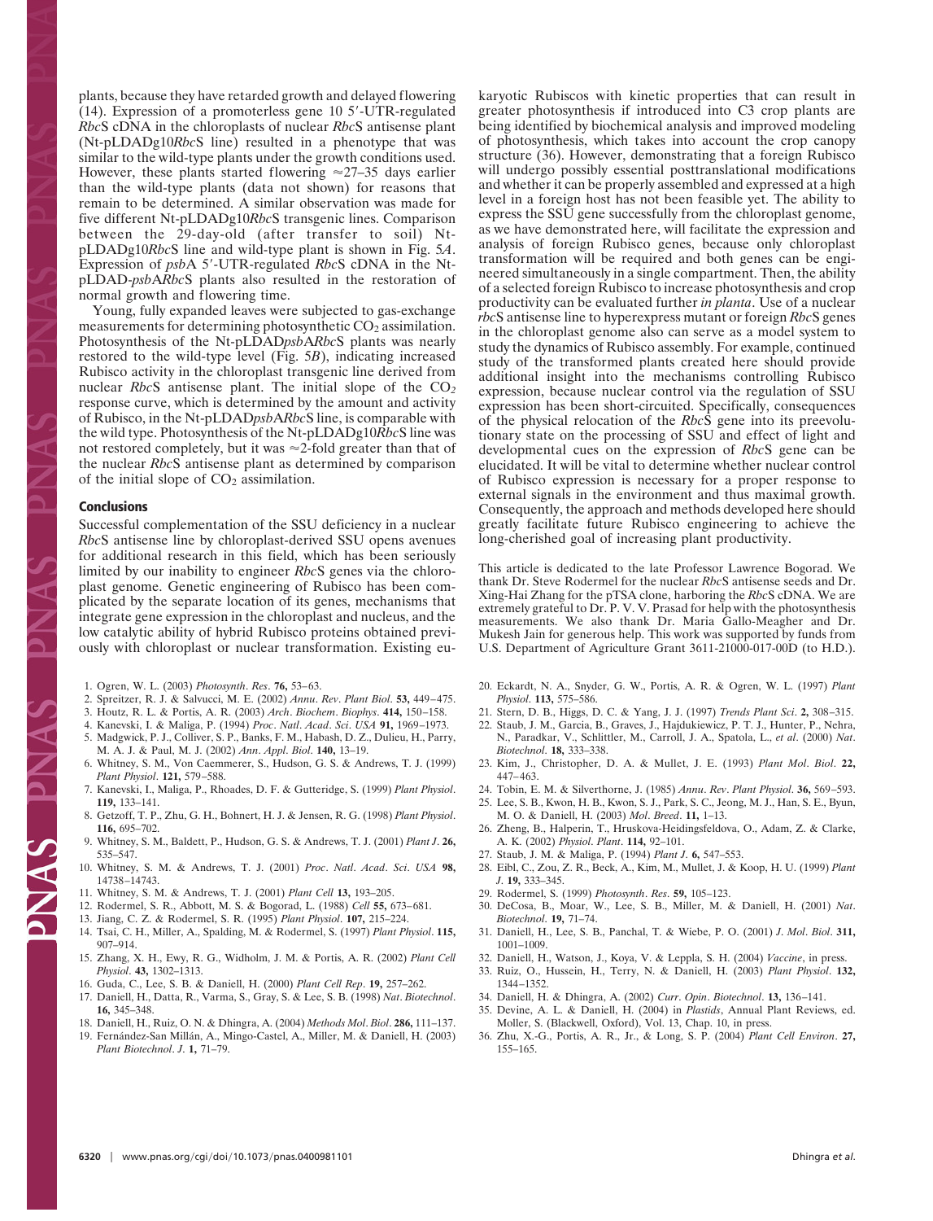plants, because they have retarded growth and delayed flowering (14). Expression of a promoterless gene 10 5′-UTR-regulated *Rbc*S cDNA in the chloroplasts of nuclear *Rbc*S antisense plant (Nt-pLDADg10*Rbc*S line) resulted in a phenotype that was similar to the wild-type plants under the growth conditions used. However, these plants started flowering ≈27–35 days earlier than the wild-type plants (data not shown) for reasons that remain to be determined. A similar observation was made for five different Nt-pLDADg10*Rbc*S transgenic lines. Comparison between the 29-day-old (after transfer to soil) Nt-pLDADg10*Rbc*S line and wild-type plant is shown in Fig. 5*A*. Expression of *psb*A 5′-UTR-regulated *Rbc*S cDNA in the Nt-pLDAD-*psb*A*Rbc*S plants also resulted in the restoration of normal growth and flowering time.

Young, fully expanded leaves were subjected to gas-exchange measurements for determining photosynthetic $CO_2$ assimilation. Photosynthesis of the Nt-pLDAD*psb*A*Rbc*S plants was nearly restored to the wild-type level (Fig. 5*B*), indicating increased Rubisco activity in the chloroplast transgenic line derived from nuclear *Rbc*S antisense plant. The initial slope of the $CO_2$ response curve, which is determined by the amount and activity of Rubisco, in the Nt-pLDAD*psb*A*Rbc*S line, is comparable with the wild type. Photosynthesis of the Nt-pLDADg10*Rbc*S line was not restored completely, but it was ≈2-fold greater than that of the nuclear *Rbc*S antisense plant as determined by comparison of the initial slope of $CO_2$ assimilation.

## Conclusions

Successful complementation of the SSU deficiency in a nuclear *Rbc*S antisense line by chloroplast-derived SSU opens avenues for additional research in this field, which has been seriously limited by our inability to engineer *Rbc*S genes via the chloroplast genome. Genetic engineering of Rubisco has been complicated by the separate location of its genes, mechanisms that integrate gene expression in the chloroplast and nucleus, and the low catalytic ability of hybrid Rubisco proteins obtained previously with chloroplast or nuclear transformation. Existing eukaryotic Rubiscos with kinetic properties that can result in greater photosynthesis if introduced into C3 crop plants are being identified by biochemical analysis and improved modeling of photosynthesis, which takes into account the crop canopy structure (36). However, demonstrating that a foreign Rubisco will undergo possibly essential posttranslational modifications and whether it can be properly assembled and expressed at a high level in a foreign host has not been feasible yet. The ability to express the SSU gene successfully from the chloroplast genome, as we have demonstrated here, will facilitate the expression and analysis of foreign Rubisco genes, because only chloroplast transformation will be required and both genes can be engineered simultaneously in a single compartment. Then, the ability of a selected foreign Rubisco to increase photosynthesis and crop productivity can be evaluated further *in planta*. Use of a nuclear *rbc*S antisense line to hyperexpress mutant or foreign *Rbc*S genes in the chloroplast genome also can serve as a model system to study the dynamics of Rubisco assembly. For example, continued study of the transformed plants created here should provide additional insight into the mechanisms controlling Rubisco expression, because nuclear control via the regulation of SSU expression has been short-circuited. Specifically, consequences of the physical relocation of the *Rbc*S gene into its preevolutionary state on the processing of SSU and effect of light and developmental cues on the expression of *Rbc*S gene can be elucidated. It will be vital to determine whether nuclear control of Rubisco expression is necessary for a proper response to external signals in the environment and thus maximal growth. Consequently, the approach and methods developed here should greatly facilitate future Rubisco engineering to achieve the long-cherished goal of increasing plant productivity.

This article is dedicated to the late Professor Lawrence Bogorad. We thank Dr. Steve Rodermel for the nuclear *Rbc*S antisense seeds and Dr. Xing-Hai Zhang for the pTSA clone, harboring the *Rbc*S cDNA. We are extremely grateful to Dr. P. V. V. Prasad for help with the photosynthesis measurements. We also thank Dr. Maria Gallo-Meagher and Dr. Mukesh Jain for generous help. This work was supported by funds from U.S. Department of Agriculture Grant 3611-21000-017-00D (to H.D.).

1. Ogren, W. L. (2003) *Photosynth. Res.* **76,** 53–63.
2. Spreitzer, R. J. & Salvucci, M. E. (2002) *Annu. Rev. Plant Biol.* **53,** 449–475.
3. Houtz, R. L. & Portis, A. R. (2003) *Arch. Biochem. Biophys.* **414,** 150–158.
4. Kanevski, I. & Maliga, P. (1994) *Proc. Natl. Acad. Sci. USA* **91,** 1969–1973.
5. Madgwick, P. J., Colliver, S. P., Banks, F. M., Habash, D. Z., Dulieu, H., Parry, M. A. J. & Paul, M. J. (2002) *Ann. Appl. Biol.* **140,** 13–19.
6. Whitney, S. M., Von Caemmerer, S., Hudson, G. S. & Andrews, T. J. (1999) *Plant Physiol.* **121,** 579–588.
7. Kanevski, I., Maliga, P., Rhoades, D. F. & Gutteridge, S. (1999) *Plant Physiol.* **119,** 133–141.
8. Getzoff, T. P., Zhu, G. H., Bohnert, H. J. & Jensen, R. G. (1998) *Plant Physiol.* **116,** 695–702.
9. Whitney, S. M., Baldett, P., Hudson, G. S. & Andrews, T. J. (2001) *Plant J.* **26,** 535–547.
10. Whitney, S. M. & Andrews, T. J. (2001) *Proc. Natl. Acad. Sci. USA* **98,** 14738–14743.
11. Whitney, S. M. & Andrews, T. J. (2001) *Plant Cell* **13,** 193–205.
12. Rodermel, S. R., Abbott, M. S. & Bogorad, L. (1988) *Cell* **55,** 673–681.
13. Jiang, C. Z. & Rodermel, S. R. (1995) *Plant Physiol.* **107,** 215–224.
14. Tsai, C. H., Miller, A., Spalding, M. & Rodermel, S. (1997) *Plant Physiol.* **115,** 907–914.
15. Zhang, X. H., Ewy, R. G., Widholm, J. M. & Portis, A. R. (2002) *Plant Cell Physiol.* **43,** 1302–1313.
16. Guda, C., Lee, S. B. & Daniell, H. (2000) *Plant Cell Rep.* **19,** 257–262.
17. Daniell, H., Datta, R., Varma, S., Gray, S. & Lee, S. B. (1998) *Nat. Biotechnol.* **16,** 345–348.
18. Daniell, H., Ruiz, O. N. & Dhingra, A. (2004) *Methods Mol. Biol.* **286,** 111–137.
19. Fernández-San Millán, A., Mingo-Castel, A., Miller, M. & Daniell, H. (2003) *Plant Biotechnol. J.* **1,** 71–79.
20. Eckardt, N. A., Snyder, G. W., Portis, A. R. & Ogren, W. L. (1997) *Plant Physiol.* **113,** 575–586.
21. Stern, D. B., Higgs, D. C. & Yang, J. J. (1997) *Trends Plant Sci.* **2,** 308–315.
22. Staub, J. M., Garcia, B., Graves, J., Hajdukiewicz, P. T. J., Hunter, P., Nehra, N., Paradkar, V., Schlittler, M., Carroll, J. A., Spatola, L., *et al.* (2000) *Nat. Biotechnol.* **18,** 333–338.
23. Kim, J., Christopher, D. A. & Mullet, J. E. (1993) *Plant Mol. Biol.* **22,** 447–463.
24. Tobin, E. M. & Silverthorne, J. (1985) *Annu. Rev. Plant Physiol.* **36,** 569–593.
25. Lee, S. B., Kwon, H. B., Kwon, S. J., Park, S. C., Jeong, M. J., Han, S. E., Byun, M. O. & Daniell, H. (2003) *Mol. Breed.* **11,** 1–13.
26. Zheng, B., Halperin, T., Hruskova-Heidingsfeldova, O., Adam, Z. & Clarke, A. K. (2002) *Physiol. Plant.* **114,** 92–101.
27. Staub, J. M. & Maliga, P. (1994) *Plant J.* **6,** 547–553.
28. Eibl, C., Zou, Z. R., Beck, A., Kim, M., Mullet, J. & Koop, H. U. (1999) *Plant J.* **19,** 333–345.
29. Rodermel, S. (1999) *Photosynth. Res.* **59,** 105–123.
30. DeCosa, B., Moar, W., Lee, S. B., Miller, M. & Daniell, H. (2001) *Nat. Biotechnol.* **19,** 71–74.
31. Daniell, H., Lee, S. B., Panchal, T. & Wiebe, P. O. (2001) *J. Mol. Biol.* **311,** 1001–1009.
32. Daniell, H., Watson, J., Koya, V. & Leppla, S. H. (2004) *Vaccine*, in press.
33. Ruiz, O., Hussein, H., Terry, N. & Daniell, H. (2003) *Plant Physiol.* **132,** 1344–1352.
34. Daniell, H. & Dhingra, A. (2002) *Curr. Opin. Biotechnol.* **13,** 136–141.
35. Devine, A. L. & Daniell, H. (2004) in *Plastids*, Annual Plant Reviews, ed. Moller, S. (Blackwell, Oxford), Vol. 13, Chap. 10, in press.
36. Zhu, X.-G., Portis, A. R., Jr., & Long, S. P. (2004) *Plant Cell Environ.* **27,** 155–165.